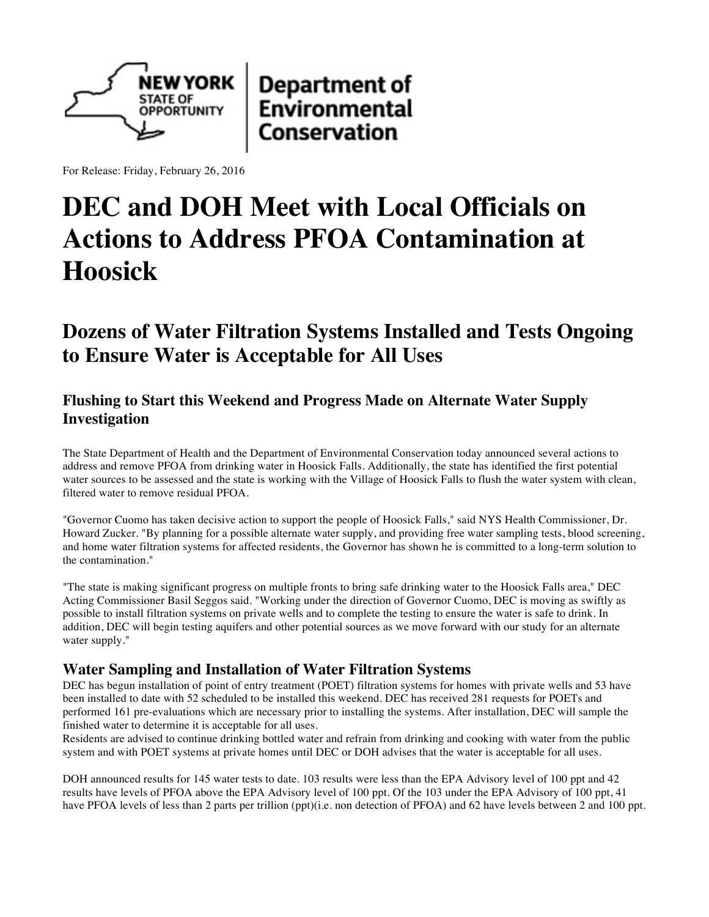NEW YORK STATE OF OPPORTUNITY | Department of Environmental Conservation

For Release: Friday, February 26, 2016

# DEC and DOH Meet with Local Officials on Actions to Address PFOA Contamination at Hoosick

## Dozens of Water Filtration Systems Installed and Tests Ongoing to Ensure Water is Acceptable for All Uses

### Flushing to Start this Weekend and Progress Made on Alternate Water Supply Investigation

The State Department of Health and the Department of Environmental Conservation today announced several actions to address and remove PFOA from drinking water in Hoosick Falls. Additionally, the state has identified the first potential water sources to be assessed and the state is working with the Village of Hoosick Falls to flush the water system with clean, filtered water to remove residual PFOA.

"Governor Cuomo has taken decisive action to support the people of Hoosick Falls," said NYS Health Commissioner, Dr. Howard Zucker. "By planning for a possible alternate water supply, and providing free water sampling tests, blood screening, and home water filtration systems for affected residents, the Governor has shown he is committed to a long-term solution to the contamination."

"The state is making significant progress on multiple fronts to bring safe drinking water to the Hoosick Falls area," DEC Acting Commissioner Basil Seggos said. "Working under the direction of Governor Cuomo, DEC is moving as swiftly as possible to install filtration systems on private wells and to complete the testing to ensure the water is safe to drink. In addition, DEC will begin testing aquifers and other potential sources as we move forward with our study for an alternate water supply."

### Water Sampling and Installation of Water Filtration Systems

DEC has begun installation of point of entry treatment (POET) filtration systems for homes with private wells and 53 have been installed to date with 52 scheduled to be installed this weekend. DEC has received 281 requests for POETs and performed 161 pre-evaluations which are necessary prior to installing the systems. After installation, DEC will sample the finished water to determine it is acceptable for all uses.

Residents are advised to continue drinking bottled water and refrain from drinking and cooking with water from the public system and with POET systems at private homes until DEC or DOH advises that the water is acceptable for all uses.

DOH announced results for 145 water tests to date. 103 results were less than the EPA Advisory level of 100 ppt and 42 results have levels of PFOA above the EPA Advisory level of 100 ppt. Of the 103 under the EPA Advisory of 100 ppt, 41 have PFOA levels of less than 2 parts per trillion (ppt)(i.e. non detection of PFOA) and 62 have levels between 2 and 100 ppt.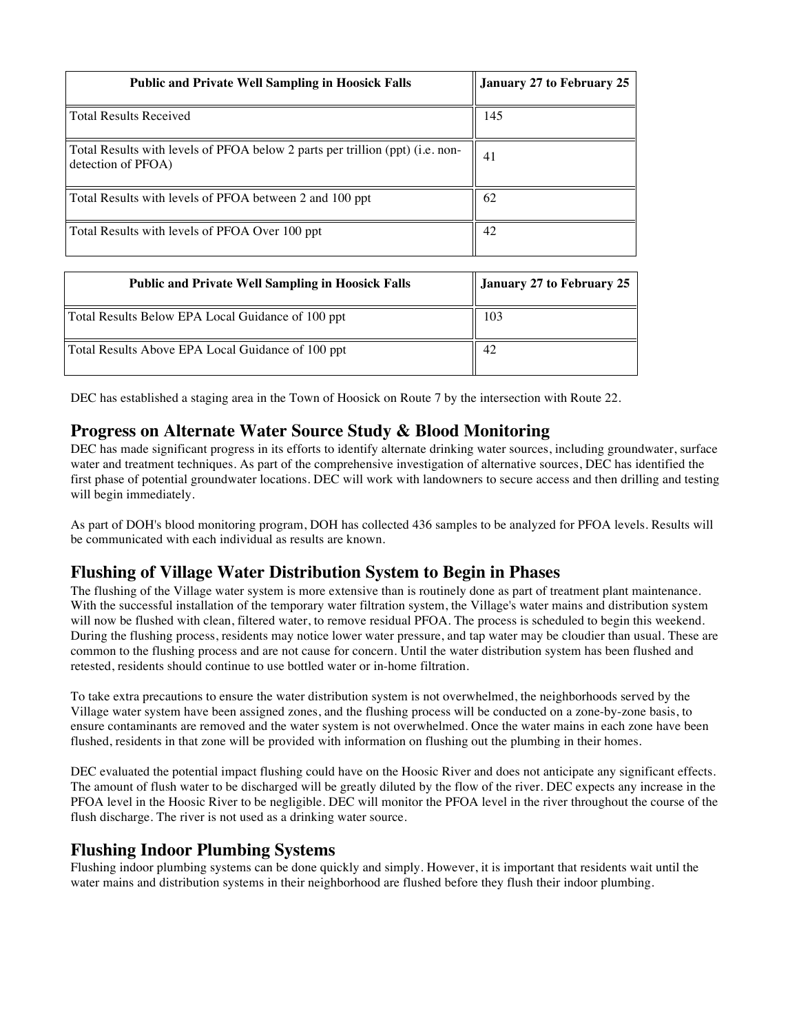| Public and Private Well Sampling in Hoosick Falls | January 27 to February 25 |
| --- | --- |
| Total Results Received | 145 |
| Total Results with levels of PFOA below 2 parts per trillion (ppt) (i.e. non-detection of PFOA) | 41 |
| Total Results with levels of PFOA between 2 and 100 ppt | 62 |
| Total Results with levels of PFOA Over 100 ppt | 42 |

| Public and Private Well Sampling in Hoosick Falls | January 27 to February 25 |
| --- | --- |
| Total Results Below EPA Local Guidance of 100 ppt | 103 |
| Total Results Above EPA Local Guidance of 100 ppt | 42 |

DEC has established a staging area in the Town of Hoosick on Route 7 by the intersection with Route 22.

## Progress on Alternate Water Source Study & Blood Monitoring

DEC has made significant progress in its efforts to identify alternate drinking water sources, including groundwater, surface water and treatment techniques. As part of the comprehensive investigation of alternative sources, DEC has identified the first phase of potential groundwater locations. DEC will work with landowners to secure access and then drilling and testing will begin immediately.

As part of DOH's blood monitoring program, DOH has collected 436 samples to be analyzed for PFOA levels. Results will be communicated with each individual as results are known.

## Flushing of Village Water Distribution System to Begin in Phases

The flushing of the Village water system is more extensive than is routinely done as part of treatment plant maintenance. With the successful installation of the temporary water filtration system, the Village's water mains and distribution system will now be flushed with clean, filtered water, to remove residual PFOA. The process is scheduled to begin this weekend. During the flushing process, residents may notice lower water pressure, and tap water may be cloudier than usual. These are common to the flushing process and are not cause for concern. Until the water distribution system has been flushed and retested, residents should continue to use bottled water or in-home filtration.

To take extra precautions to ensure the water distribution system is not overwhelmed, the neighborhoods served by the Village water system have been assigned zones, and the flushing process will be conducted on a zone-by-zone basis, to ensure contaminants are removed and the water system is not overwhelmed. Once the water mains in each zone have been flushed, residents in that zone will be provided with information on flushing out the plumbing in their homes.

DEC evaluated the potential impact flushing could have on the Hoosic River and does not anticipate any significant effects. The amount of flush water to be discharged will be greatly diluted by the flow of the river. DEC expects any increase in the PFOA level in the Hoosic River to be negligible. DEC will monitor the PFOA level in the river throughout the course of the flush discharge. The river is not used as a drinking water source.

## Flushing Indoor Plumbing Systems

Flushing indoor plumbing systems can be done quickly and simply. However, it is important that residents wait until the water mains and distribution systems in their neighborhood are flushed before they flush their indoor plumbing.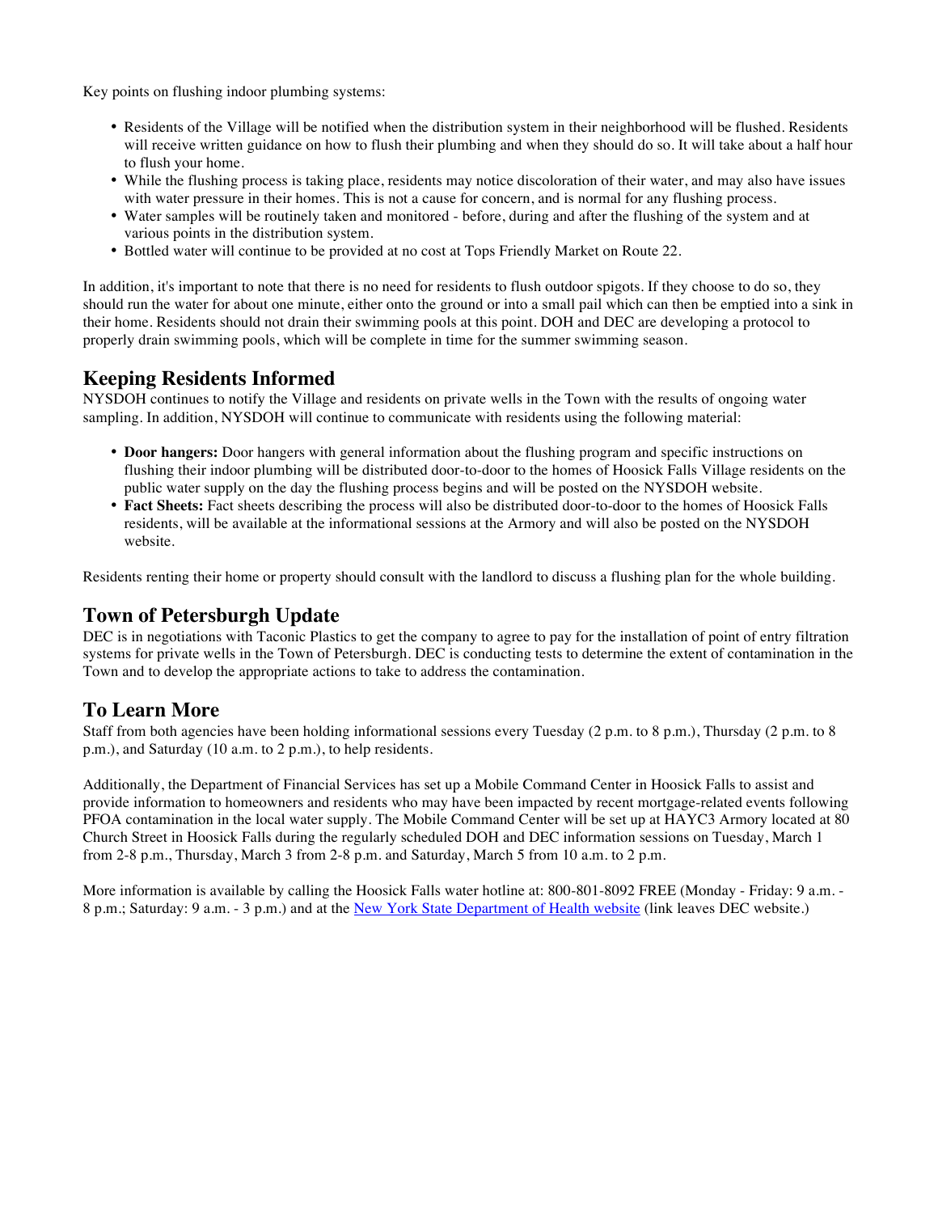Key points on flushing indoor plumbing systems:

- Residents of the Village will be notified when the distribution system in their neighborhood will be flushed. Residents will receive written guidance on how to flush their plumbing and when they should do so. It will take about a half hour to flush your home.
- While the flushing process is taking place, residents may notice discoloration of their water, and may also have issues with water pressure in their homes. This is not a cause for concern, and is normal for any flushing process.
- Water samples will be routinely taken and monitored - before, during and after the flushing of the system and at various points in the distribution system.
- Bottled water will continue to be provided at no cost at Tops Friendly Market on Route 22.

In addition, it's important to note that there is no need for residents to flush outdoor spigots. If they choose to do so, they should run the water for about one minute, either onto the ground or into a small pail which can then be emptied into a sink in their home. Residents should not drain their swimming pools at this point. DOH and DEC are developing a protocol to properly drain swimming pools, which will be complete in time for the summer swimming season.

## Keeping Residents Informed

NYSDOH continues to notify the Village and residents on private wells in the Town with the results of ongoing water sampling. In addition, NYSDOH will continue to communicate with residents using the following material:

- **Door hangers:** Door hangers with general information about the flushing program and specific instructions on flushing their indoor plumbing will be distributed door-to-door to the homes of Hoosick Falls Village residents on the public water supply on the day the flushing process begins and will be posted on the NYSDOH website.
- **Fact Sheets:** Fact sheets describing the process will also be distributed door-to-door to the homes of Hoosick Falls residents, will be available at the informational sessions at the Armory and will also be posted on the NYSDOH website.

Residents renting their home or property should consult with the landlord to discuss a flushing plan for the whole building.

## Town of Petersburgh Update

DEC is in negotiations with Taconic Plastics to get the company to agree to pay for the installation of point of entry filtration systems for private wells in the Town of Petersburgh. DEC is conducting tests to determine the extent of contamination in the Town and to develop the appropriate actions to take to address the contamination.

## To Learn More

Staff from both agencies have been holding informational sessions every Tuesday (2 p.m. to 8 p.m.), Thursday (2 p.m. to 8 p.m.), and Saturday (10 a.m. to 2 p.m.), to help residents.

Additionally, the Department of Financial Services has set up a Mobile Command Center in Hoosick Falls to assist and provide information to homeowners and residents who may have been impacted by recent mortgage-related events following PFOA contamination in the local water supply. The Mobile Command Center will be set up at HAYC3 Armory located at 80 Church Street in Hoosick Falls during the regularly scheduled DOH and DEC information sessions on Tuesday, March 1 from 2-8 p.m., Thursday, March 3 from 2-8 p.m. and Saturday, March 5 from 10 a.m. to 2 p.m.

More information is available by calling the Hoosick Falls water hotline at: 800-801-8092 FREE (Monday - Friday: 9 a.m. - 8 p.m.; Saturday: 9 a.m. - 3 p.m.) and at the New York State Department of Health website (link leaves DEC website.)